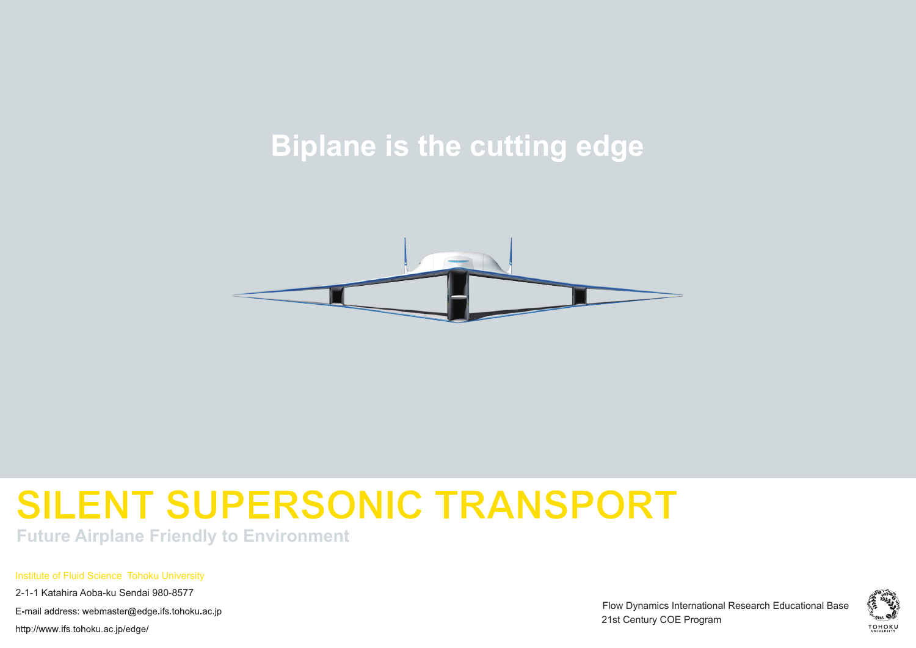Biplane is the cutting edge

# SILENT SUPERSONIC TRANSPORT

## Future Airplane Friendly to Environment

Institute of Fluid Science Tohoku University

2-1-1 Katahira Aoba-ku Sendai 980-8577

E-mail address: webmaster@edge.ifs.tohoku.ac.jp

http://www.ifs.tohoku.ac.jp/edge/

Flow Dynamics International Research Educational Base
21st Century COE Program

TOHOKU UNIVERSITY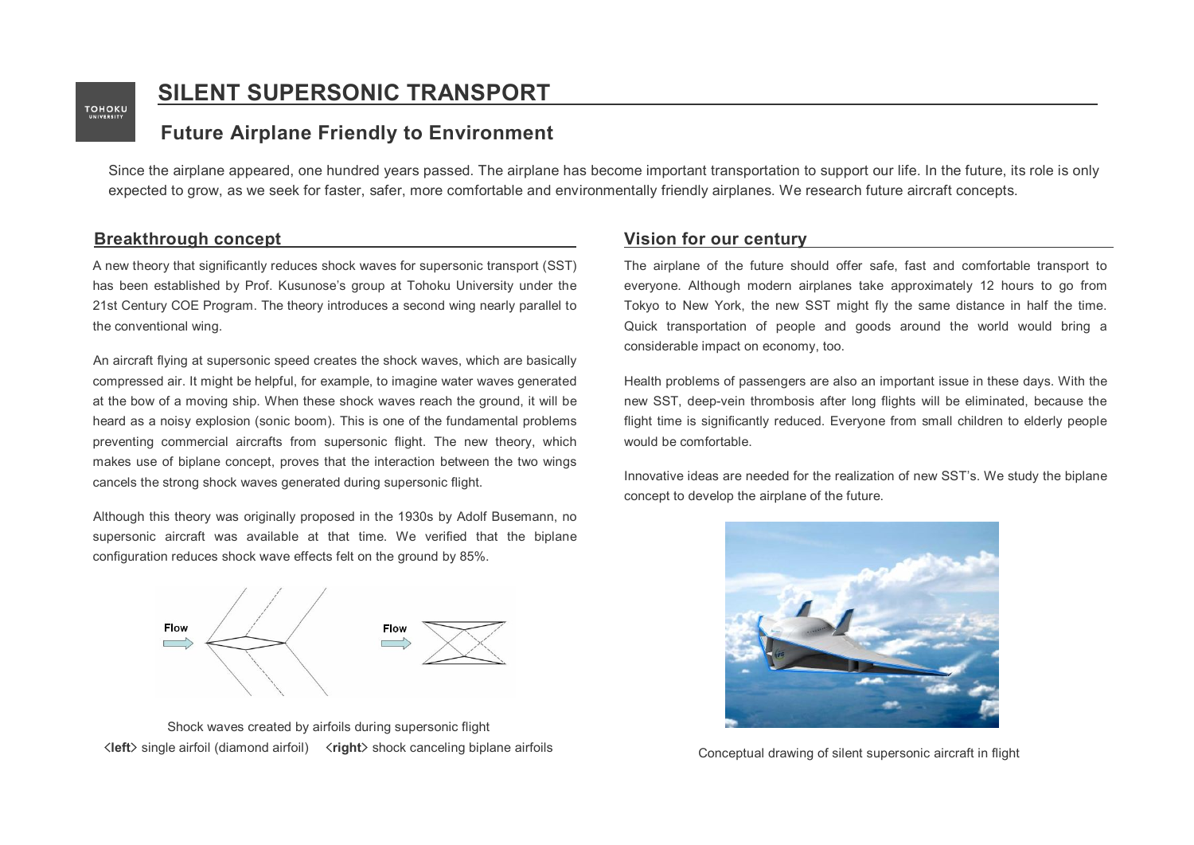# SILENT SUPERSONIC TRANSPORT

## Future Airplane Friendly to Environment

Since the airplane appeared, one hundred years passed. The airplane has become important transportation to support our life. In the future, its role is only expected to grow, as we seek for faster, safer, more comfortable and environmentally friendly airplanes. We research future aircraft concepts.

### Breakthrough concept

A new theory that significantly reduces shock waves for supersonic transport (SST) has been established by Prof. Kusunose's group at Tohoku University under the 21st Century COE Program. The theory introduces a second wing nearly parallel to the conventional wing.

An aircraft flying at supersonic speed creates the shock waves, which are basically compressed air. It might be helpful, for example, to imagine water waves generated at the bow of a moving ship. When these shock waves reach the ground, it will be heard as a noisy explosion (sonic boom). This is one of the fundamental problems preventing commercial aircrafts from supersonic flight. The new theory, which makes use of biplane concept, proves that the interaction between the two wings cancels the strong shock waves generated during supersonic flight.

Although this theory was originally proposed in the 1930s by Adolf Busemann, no supersonic aircraft was available at that time. We verified that the biplane configuration reduces shock wave effects felt on the ground by 85%.

Flow

Flow

Shock waves created by airfoils during supersonic flight
<**left**> single airfoil (diamond airfoil) <**right**> shock canceling biplane airfoils

### Vision for our century

The airplane of the future should offer safe, fast and comfortable transport to everyone. Although modern airplanes take approximately 12 hours to go from Tokyo to New York, the new SST might fly the same distance in half the time. Quick transportation of people and goods around the world would bring a considerable impact on economy, too.

Health problems of passengers are also an important issue in these days. With the new SST, deep-vein thrombosis after long flights will be eliminated, because the flight time is significantly reduced. Everyone from small children to elderly people would be comfortable.

Innovative ideas are needed for the realization of new SST's. We study the biplane concept to develop the airplane of the future.

Conceptual drawing of silent supersonic aircraft in flight